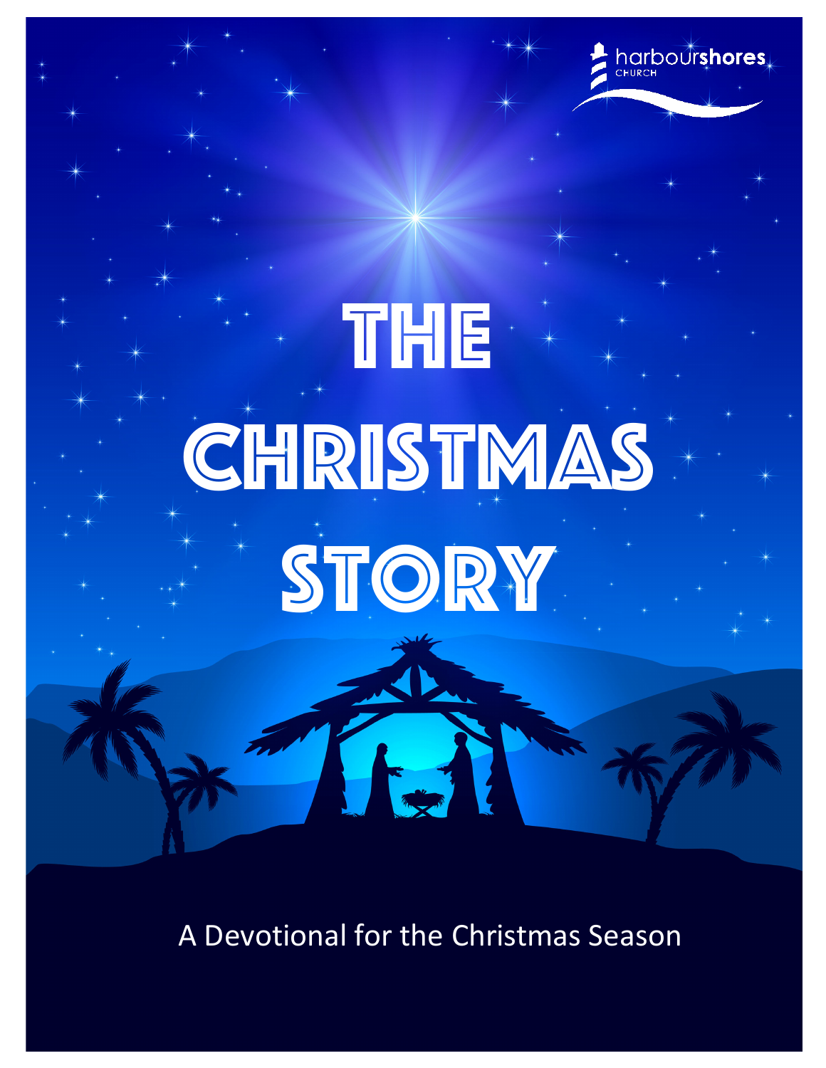harbourshores CHURCH

# THE CHRISTMAS STORY

A Devotional for the Christmas Season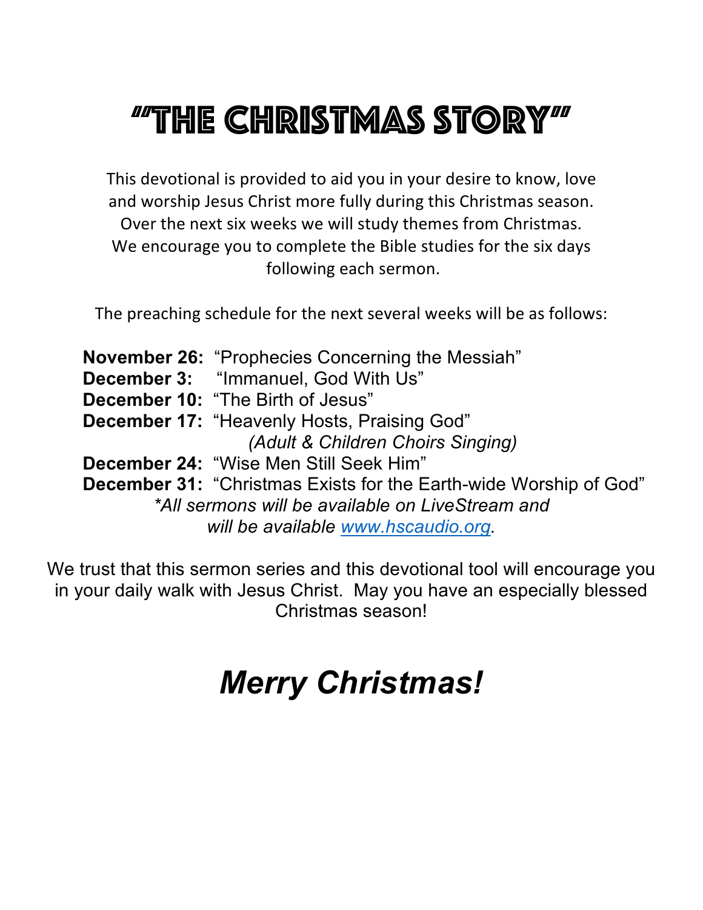# "The Christmas Story"

This devotional is provided to aid you in your desire to know, love and worship Jesus Christ more fully during this Christmas season. Over the next six weeks we will study themes from Christmas. We encourage you to complete the Bible studies for the six days following each sermon.

The preaching schedule for the next several weeks will be as follows:

**November 26:** "Prophecies Concerning the Messiah"
**December 3:** "Immanuel, God With Us"
**December 10:** "The Birth of Jesus"
**December 17:** "Heavenly Hosts, Praising God"
*(Adult & Children Choirs Singing)*
**December 24:** "Wise Men Still Seek Him"
**December 31:** "Christmas Exists for the Earth-wide Worship of God"

*\*All sermons will be available on LiveStream and will be available [www.hscaudio.org](http://www.hscaudio.org).*

We trust that this sermon series and this devotional tool will encourage you in your daily walk with Jesus Christ. May you have an especially blessed Christmas season!

## *Merry Christmas!*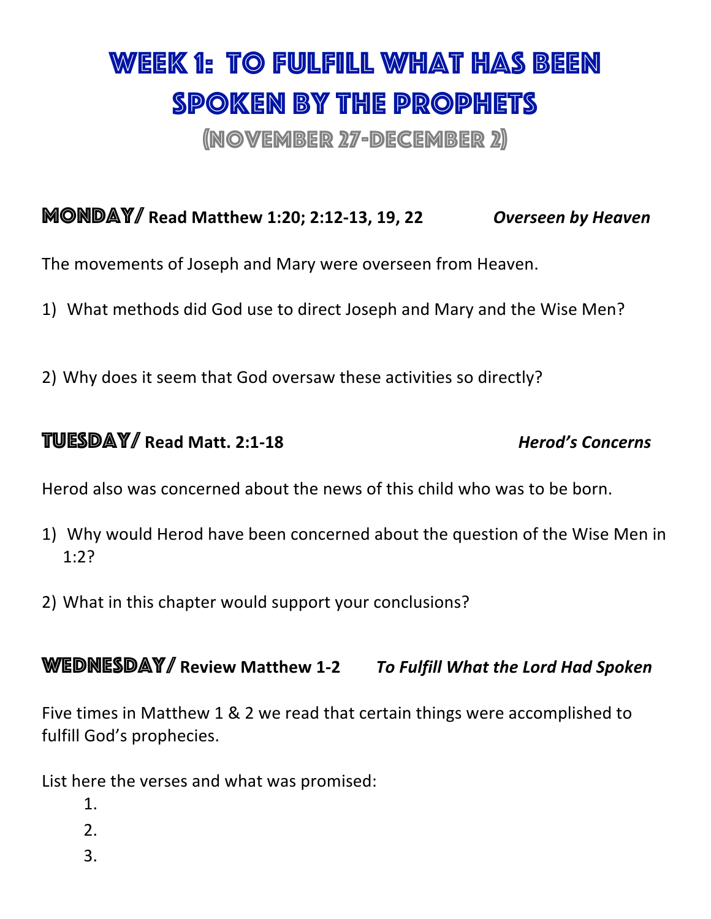# Week 1: To Fulfill What Has Been Spoken by the Prophets

## (November 27-December 2)

### Monday/ **Read Matthew 1:20; 2:12-13, 19, 22** ***Overseen by Heaven***

The movements of Joseph and Mary were overseen from Heaven.

1) What methods did God use to direct Joseph and Mary and the Wise Men?

2) Why does it seem that God oversaw these activities so directly?

### Tuesday/ **Read Matt. 2:1-18** ***Herod's Concerns***

Herod also was concerned about the news of this child who was to be born.

1) Why would Herod have been concerned about the question of the Wise Men in 1:2?

2) What in this chapter would support your conclusions?

### Wednesday/ **Review Matthew 1-2** ***To Fulfill What the Lord Had Spoken***

Five times in Matthew 1 & 2 we read that certain things were accomplished to fulfill God's prophecies.

List here the verses and what was promised:

1.
2.
3.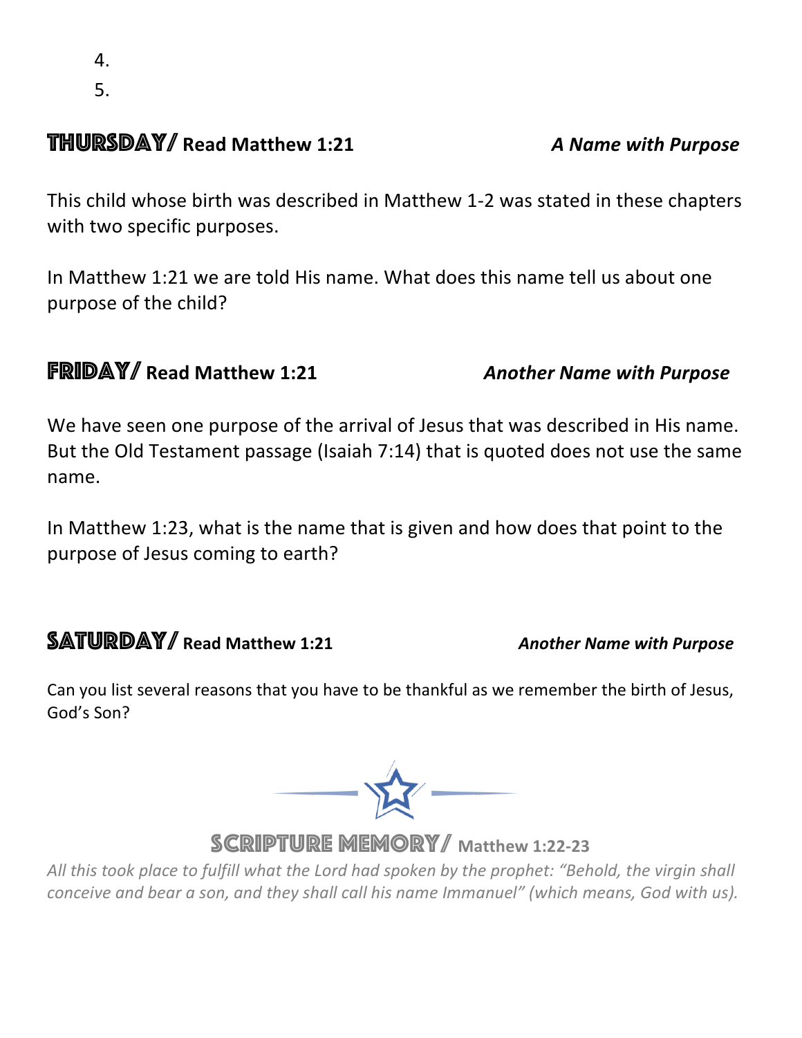4.
5.

## THURSDAY/ Read Matthew 1:21 — *A Name with Purpose*

This child whose birth was described in Matthew 1-2 was stated in these chapters with two specific purposes.

In Matthew 1:21 we are told His name. What does this name tell us about one purpose of the child?

## FRIDAY/ Read Matthew 1:21 — *Another Name with Purpose*

We have seen one purpose of the arrival of Jesus that was described in His name. But the Old Testament passage (Isaiah 7:14) that is quoted does not use the same name.

In Matthew 1:23, what is the name that is given and how does that point to the purpose of Jesus coming to earth?

## SATURDAY/ Read Matthew 1:21 — *Another Name with Purpose*

Can you list several reasons that you have to be thankful as we remember the birth of Jesus, God's Son?

## SCRIPTURE MEMORY/ Matthew 1:22-23

*All this took place to fulfill what the Lord had spoken by the prophet: "Behold, the virgin shall conceive and bear a son, and they shall call his name Immanuel" (which means, God with us).*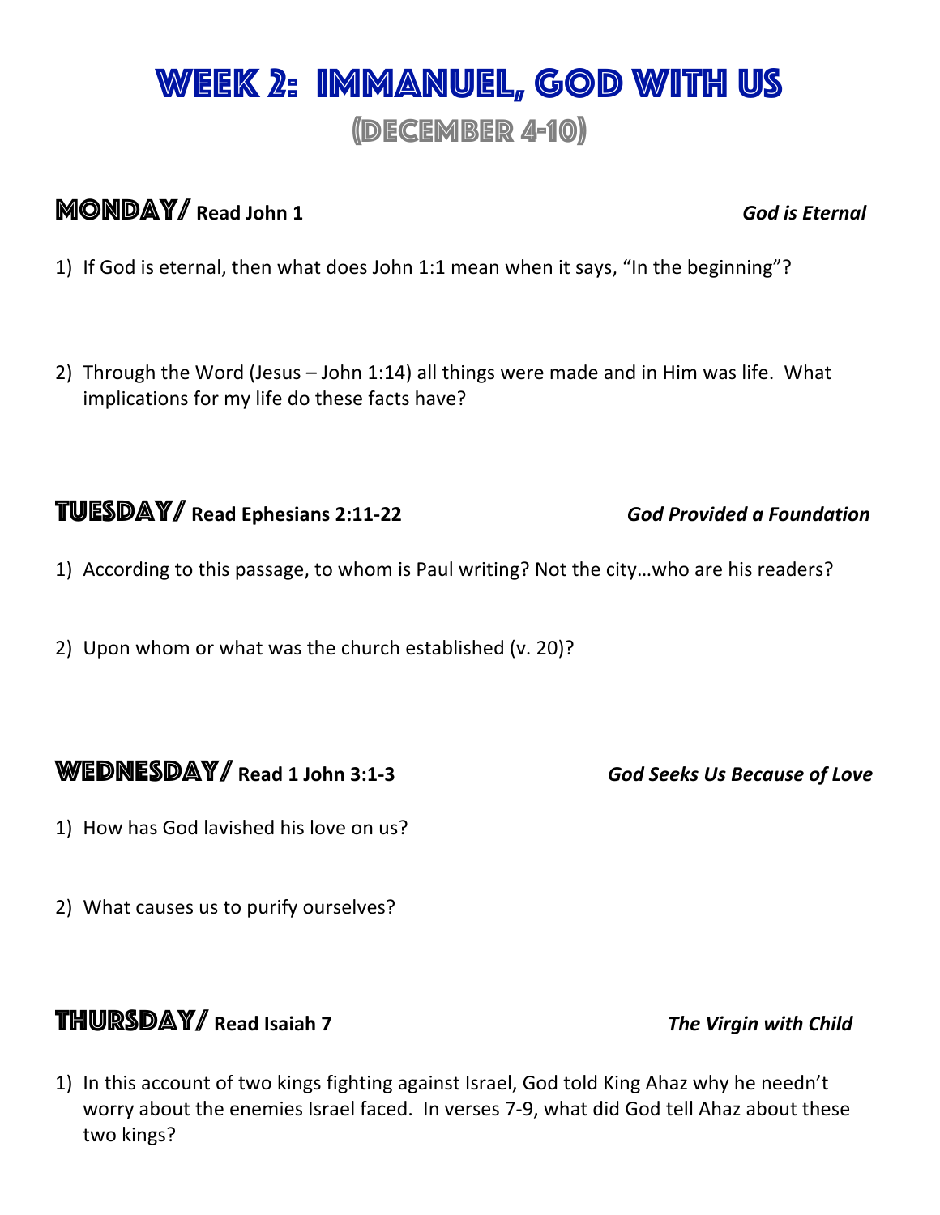# Week 2: Immanuel, God With Us

## (December 4-10)

### Monday/ Read John 1 *God is Eternal*

1) If God is eternal, then what does John 1:1 mean when it says, "In the beginning"?

2) Through the Word (Jesus – John 1:14) all things were made and in Him was life. What implications for my life do these facts have?

### Tuesday/ Read Ephesians 2:11-22 *God Provided a Foundation*

1) According to this passage, to whom is Paul writing? Not the city…who are his readers?

2) Upon whom or what was the church established (v. 20)?

### Wednesday/ Read 1 John 3:1-3 *God Seeks Us Because of Love*

1) How has God lavished his love on us?

2) What causes us to purify ourselves?

### Thursday/ Read Isaiah 7 *The Virgin with Child*

1) In this account of two kings fighting against Israel, God told King Ahaz why he needn't worry about the enemies Israel faced. In verses 7-9, what did God tell Ahaz about these two kings?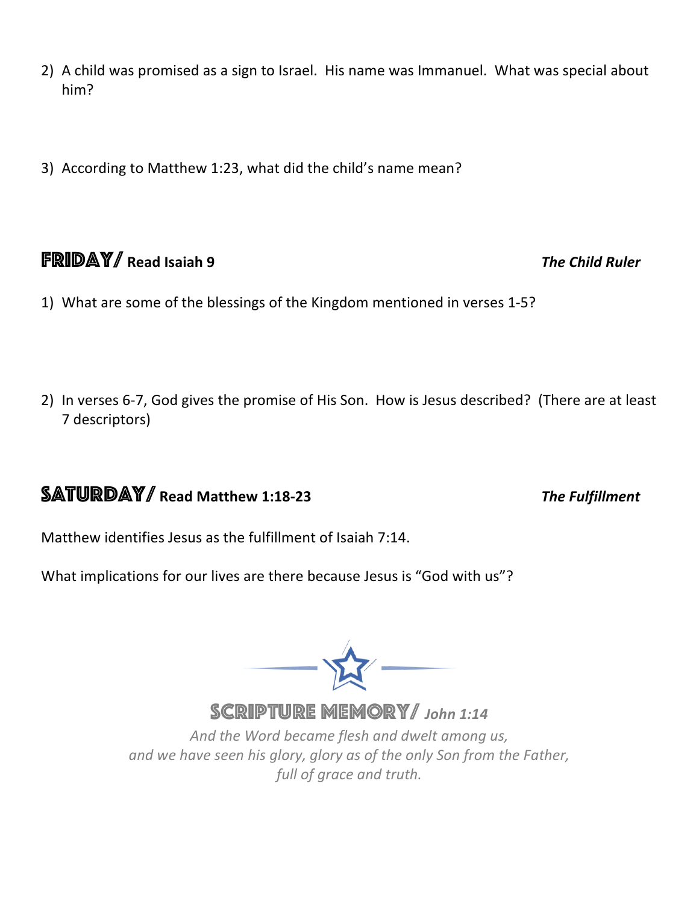2) A child was promised as a sign to Israel. His name was Immanuel. What was special about him?

3) According to Matthew 1:23, what did the child's name mean?

## FRIDAY/ Read Isaiah 9 — *The Child Ruler*

1) What are some of the blessings of the Kingdom mentioned in verses 1-5?

2) In verses 6-7, God gives the promise of His Son. How is Jesus described? (There are at least 7 descriptors)

## SATURDAY/ Read Matthew 1:18-23 — *The Fulfillment*

Matthew identifies Jesus as the fulfillment of Isaiah 7:14.

What implications for our lives are there because Jesus is "God with us"?

## SCRIPTURE MEMORY/ *John 1:14*

*And the Word became flesh and dwelt among us,*
*and we have seen his glory, glory as of the only Son from the Father,*
*full of grace and truth.*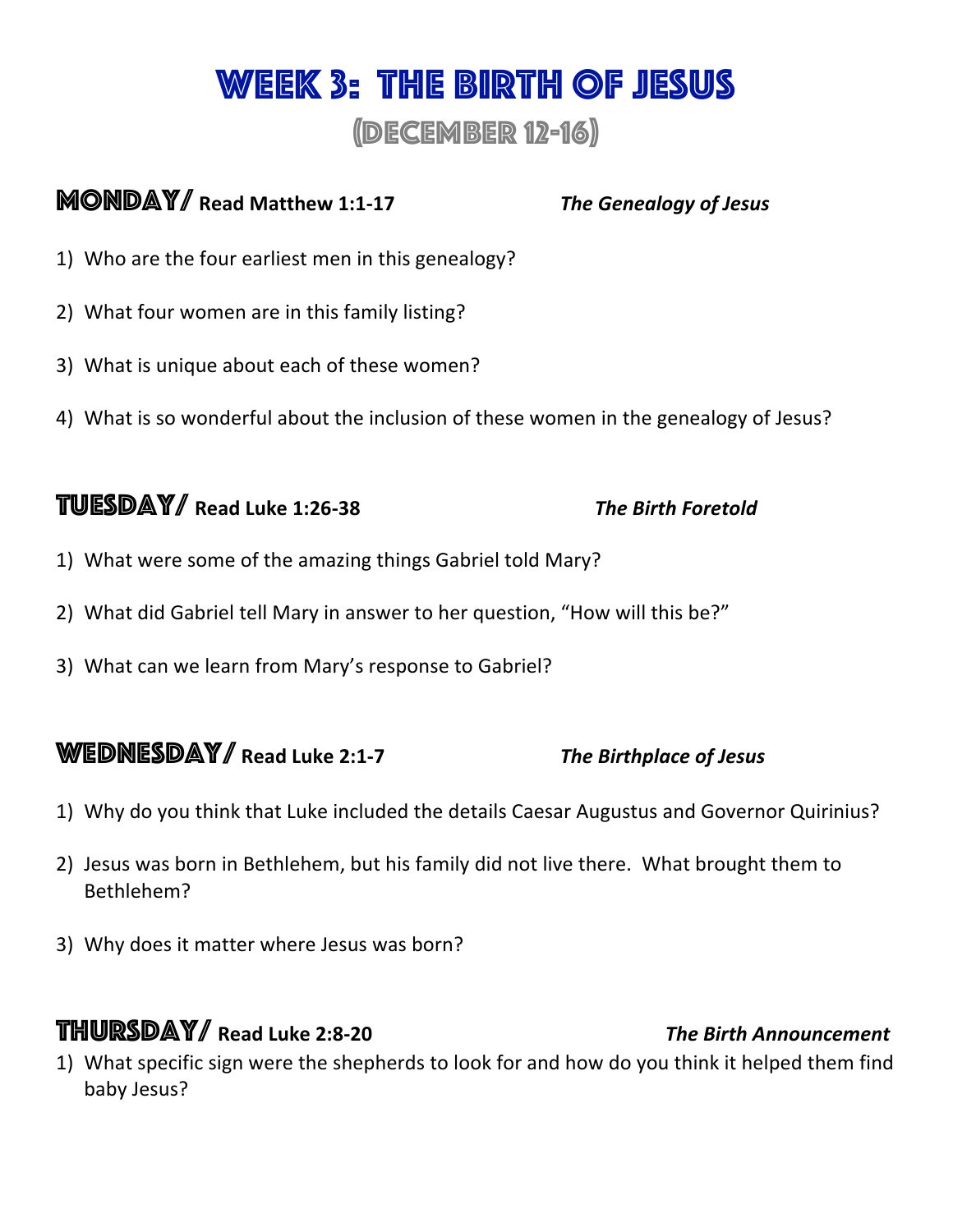# Week 3: The Birth of Jesus

## (December 12-16)

## Monday/ Read Matthew 1:1-17 *The Genealogy of Jesus*

1) Who are the four earliest men in this genealogy?
2) What four women are in this family listing?
3) What is unique about each of these women?
4) What is so wonderful about the inclusion of these women in the genealogy of Jesus?

## Tuesday/ Read Luke 1:26-38 *The Birth Foretold*

1) What were some of the amazing things Gabriel told Mary?
2) What did Gabriel tell Mary in answer to her question, "How will this be?"
3) What can we learn from Mary's response to Gabriel?

## Wednesday/ Read Luke 2:1-7 *The Birthplace of Jesus*

1) Why do you think that Luke included the details Caesar Augustus and Governor Quirinius?
2) Jesus was born in Bethlehem, but his family did not live there. What brought them to Bethlehem?
3) Why does it matter where Jesus was born?

## Thursday/ Read Luke 2:8-20 *The Birth Announcement*

1) What specific sign were the shepherds to look for and how do you think it helped them find baby Jesus?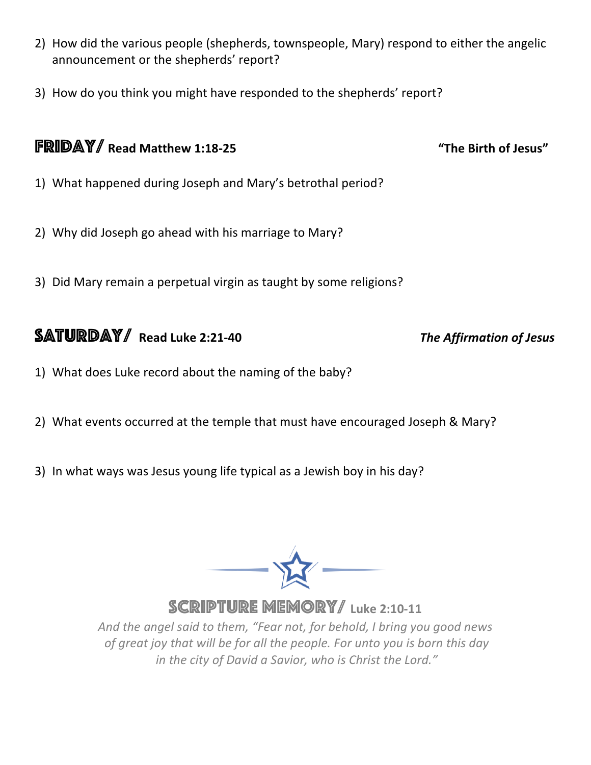2) How did the various people (shepherds, townspeople, Mary) respond to either the angelic announcement or the shepherds' report?

3) How do you think you might have responded to the shepherds' report?

## FRIDAY/ **Read Matthew 1:18-25** **"The Birth of Jesus"**

1) What happened during Joseph and Mary's betrothal period?

2) Why did Joseph go ahead with his marriage to Mary?

3) Did Mary remain a perpetual virgin as taught by some religions?

## SATURDAY/ **Read Luke 2:21-40** ***The Affirmation of Jesus***

1) What does Luke record about the naming of the baby?

2) What events occurred at the temple that must have encouraged Joseph & Mary?

3) In what ways was Jesus young life typical as a Jewish boy in his day?

## SCRIPTURE MEMORY/ **Luke 2:10-11**

*And the angel said to them, "Fear not, for behold, I bring you good news of great joy that will be for all the people. For unto you is born this day in the city of David a Savior, who is Christ the Lord."*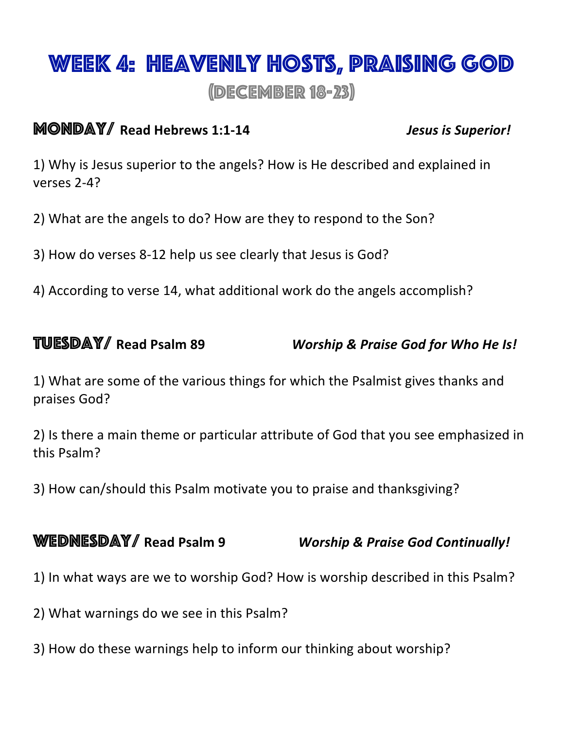# Week 4: Heavenly Hosts, Praising God

## (December 18-23)

### Monday/ Read Hebrews 1:1-14 *Jesus is Superior!*

1) Why is Jesus superior to the angels? How is He described and explained in verses 2-4?

2) What are the angels to do? How are they to respond to the Son?

3) How do verses 8-12 help us see clearly that Jesus is God?

4) According to verse 14, what additional work do the angels accomplish?

### Tuesday/ Read Psalm 89 *Worship & Praise God for Who He Is!*

1) What are some of the various things for which the Psalmist gives thanks and praises God?

2) Is there a main theme or particular attribute of God that you see emphasized in this Psalm?

3) How can/should this Psalm motivate you to praise and thanksgiving?

### Wednesday/ Read Psalm 9 *Worship & Praise God Continually!*

1) In what ways are we to worship God? How is worship described in this Psalm?

2) What warnings do we see in this Psalm?

3) How do these warnings help to inform our thinking about worship?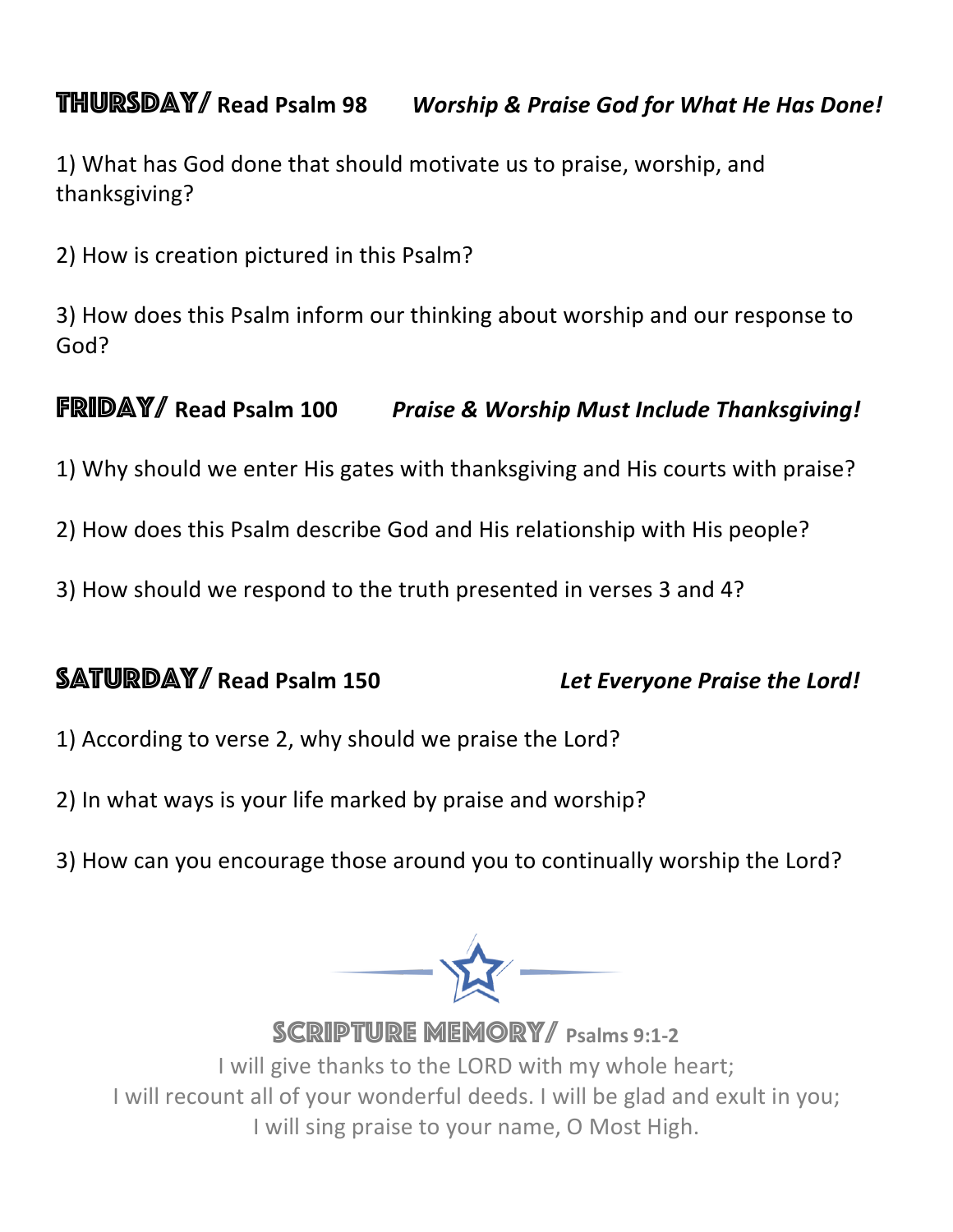## THURSDAY/ Read Psalm 98 *Worship & Praise God for What He Has Done!*

1) What has God done that should motivate us to praise, worship, and thanksgiving?

2) How is creation pictured in this Psalm?

3) How does this Psalm inform our thinking about worship and our response to God?

## FRIDAY/ Read Psalm 100 *Praise & Worship Must Include Thanksgiving!*

1) Why should we enter His gates with thanksgiving and His courts with praise?

2) How does this Psalm describe God and His relationship with His people?

3) How should we respond to the truth presented in verses 3 and 4?

## SATURDAY/ Read Psalm 150 *Let Everyone Praise the Lord!*

1) According to verse 2, why should we praise the Lord?

2) In what ways is your life marked by praise and worship?

3) How can you encourage those around you to continually worship the Lord?

### SCRIPTURE MEMORY/ Psalms 9:1-2

I will give thanks to the LORD with my whole heart;
I will recount all of your wonderful deeds. I will be glad and exult in you;
I will sing praise to your name, O Most High.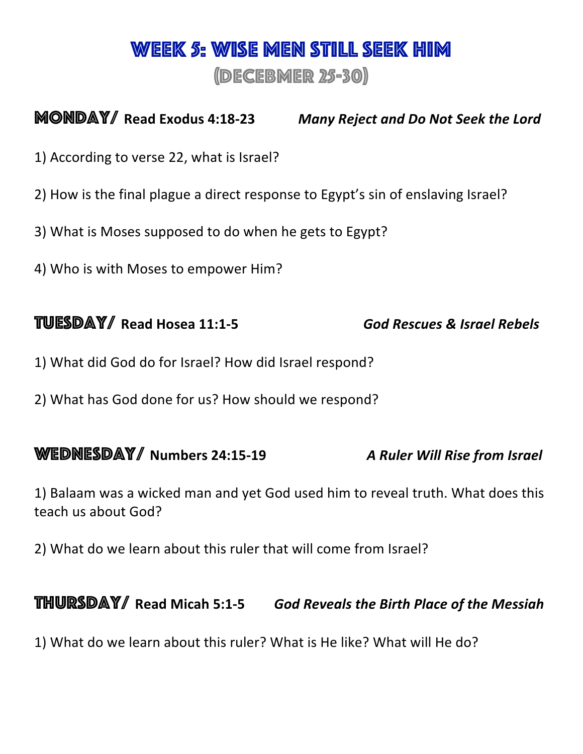# Week 5: Wise Men Still Seek Him

## (Decebmer 25-30)

### Monday/ **Read Exodus 4:18-23** *Many Reject and Do Not Seek the Lord*

1) According to verse 22, what is Israel?

2) How is the final plague a direct response to Egypt's sin of enslaving Israel?

3) What is Moses supposed to do when he gets to Egypt?

4) Who is with Moses to empower Him?

### Tuesday/ **Read Hosea 11:1-5** *God Rescues & Israel Rebels*

1) What did God do for Israel? How did Israel respond?

2) What has God done for us? How should we respond?

### Wednesday/ **Numbers 24:15-19** *A Ruler Will Rise from Israel*

1) Balaam was a wicked man and yet God used him to reveal truth. What does this teach us about God?

2) What do we learn about this ruler that will come from Israel?

### Thursday/ **Read Micah 5:1-5** *God Reveals the Birth Place of the Messiah*

1) What do we learn about this ruler? What is He like? What will He do?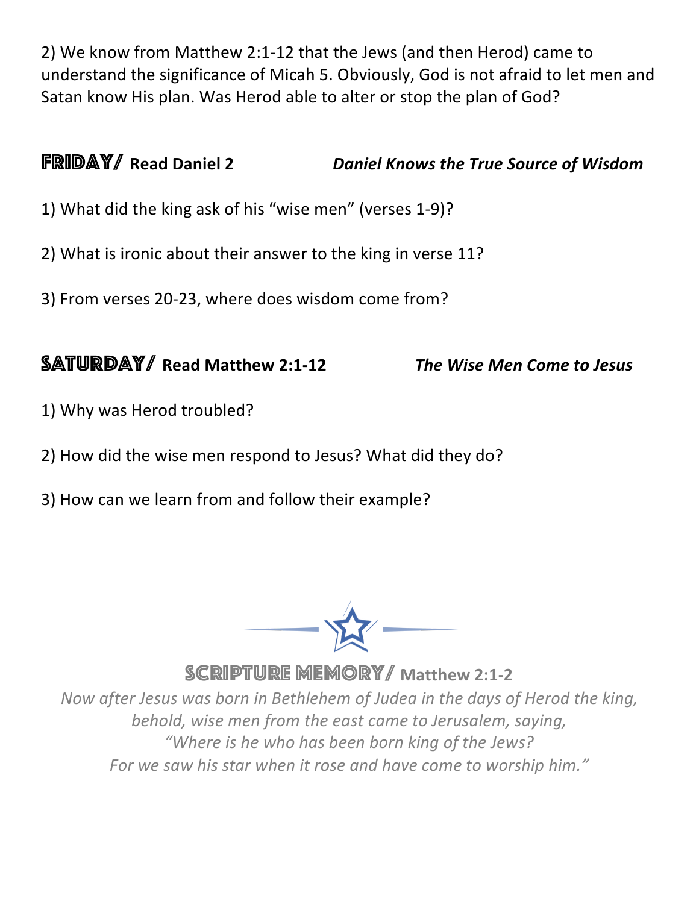2) We know from Matthew 2:1-12 that the Jews (and then Herod) came to understand the significance of Micah 5. Obviously, God is not afraid to let men and Satan know His plan. Was Herod able to alter or stop the plan of God?

## FRIDAY/ **Read Daniel 2** *Daniel Knows the True Source of Wisdom*

1) What did the king ask of his "wise men" (verses 1-9)?

2) What is ironic about their answer to the king in verse 11?

3) From verses 20-23, where does wisdom come from?

## SATURDAY/ **Read Matthew 2:1-12** *The Wise Men Come to Jesus*

1) Why was Herod troubled?

2) How did the wise men respond to Jesus? What did they do?

3) How can we learn from and follow their example?

## SCRIPTURE MEMORY/ **Matthew 2:1-2**

*Now after Jesus was born in Bethlehem of Judea in the days of Herod the king, behold, wise men from the east came to Jerusalem, saying, "Where is he who has been born king of the Jews? For we saw his star when it rose and have come to worship him."*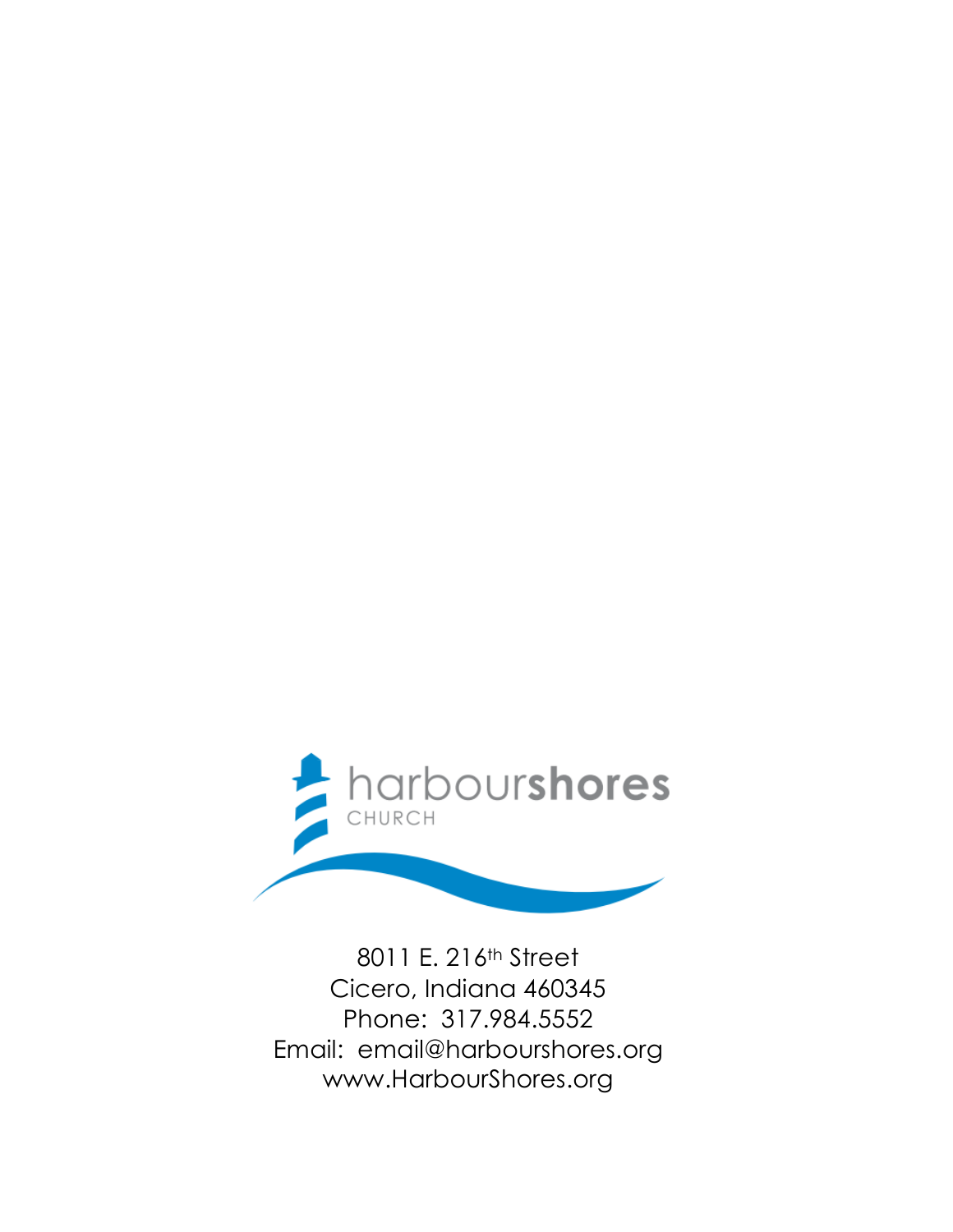harbourshores
CHURCH

8011 E. 216th Street
Cicero, Indiana 460345
Phone: 317.984.5552
Email: email@harbourshores.org
www.HarbourShores.org